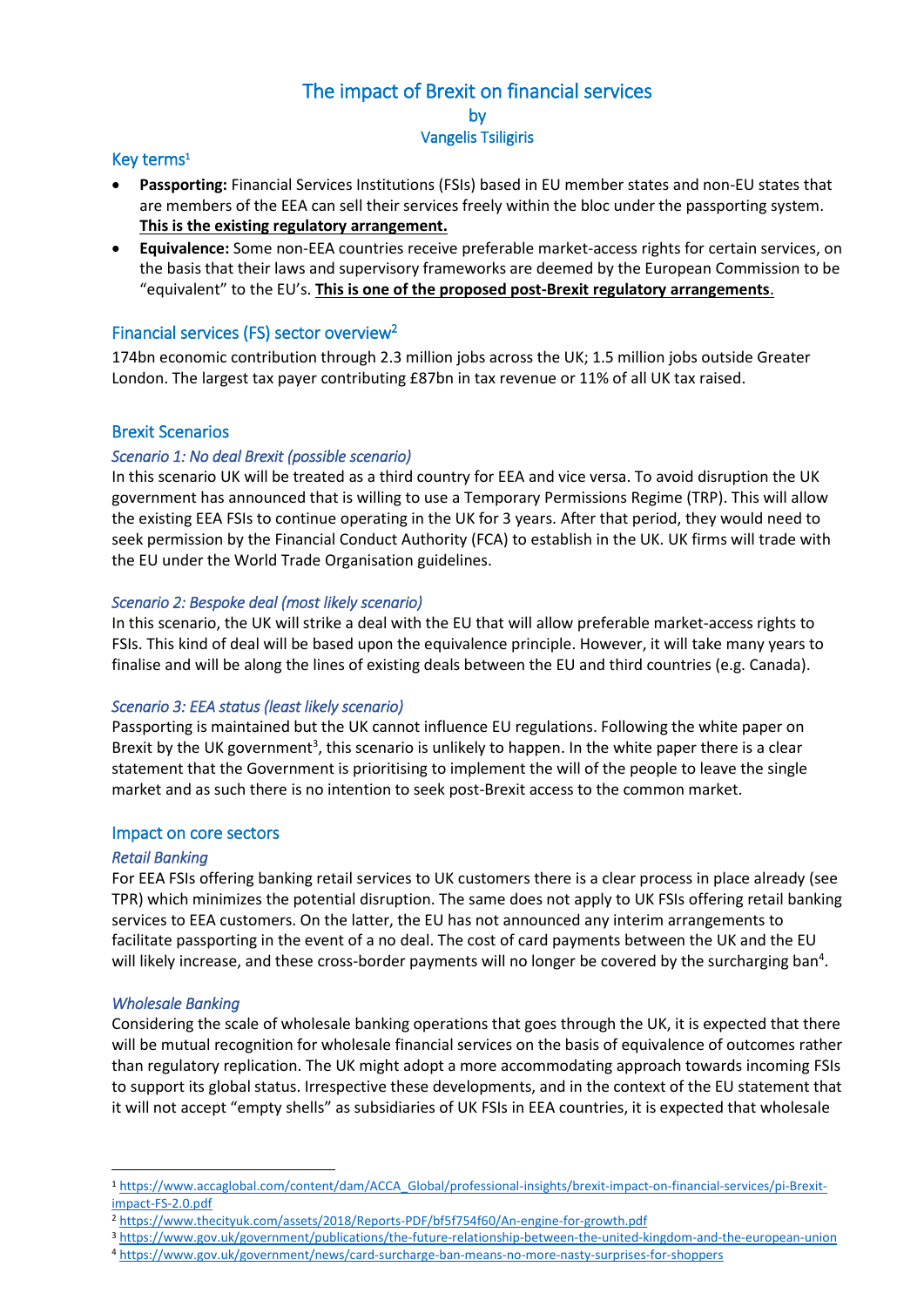# The impact of Brexit on financial services
by
Vangelis Tsiligiris

## Key terms[1]

- **Passporting:** Financial Services Institutions (FSIs) based in EU member states and non-EU states that are members of the EEA can sell their services freely within the bloc under the passporting system. **This is the existing regulatory arrangement.**
- **Equivalence:** Some non-EEA countries receive preferable market-access rights for certain services, on the basis that their laws and supervisory frameworks are deemed by the European Commission to be "equivalent" to the EU's. **This is one of the proposed post-Brexit regulatory arrangements**.

## Financial services (FS) sector overview[2]

174bn economic contribution through 2.3 million jobs across the UK; 1.5 million jobs outside Greater London. The largest tax payer contributing £87bn in tax revenue or 11% of all UK tax raised.

## Brexit Scenarios

### *Scenario 1: No deal Brexit (possible scenario)*

In this scenario UK will be treated as a third country for EEA and vice versa. To avoid disruption the UK government has announced that is willing to use a Temporary Permissions Regime (TRP). This will allow the existing EEA FSIs to continue operating in the UK for 3 years. After that period, they would need to seek permission by the Financial Conduct Authority (FCA) to establish in the UK. UK firms will trade with the EU under the World Trade Organisation guidelines.

### *Scenario 2: Bespoke deal (most likely scenario)*

In this scenario, the UK will strike a deal with the EU that will allow preferable market-access rights to FSIs. This kind of deal will be based upon the equivalence principle. However, it will take many years to finalise and will be along the lines of existing deals between the EU and third countries (e.g. Canada).

### *Scenario 3: EEA status (least likely scenario)*

Passporting is maintained but the UK cannot influence EU regulations. Following the white paper on Brexit by the UK government[3], this scenario is unlikely to happen. In the white paper there is a clear statement that the Government is prioritising to implement the will of the people to leave the single market and as such there is no intention to seek post-Brexit access to the common market.

## Impact on core sectors

### *Retail Banking*

For EEA FSIs offering banking retail services to UK customers there is a clear process in place already (see TPR) which minimizes the potential disruption. The same does not apply to UK FSIs offering retail banking services to EEA customers. On the latter, the EU has not announced any interim arrangements to facilitate passporting in the event of a no deal. The cost of card payments between the UK and the EU will likely increase, and these cross-border payments will no longer be covered by the surcharging ban[4].

### *Wholesale Banking*

Considering the scale of wholesale banking operations that goes through the UK, it is expected that there will be mutual recognition for wholesale financial services on the basis of equivalence of outcomes rather than regulatory replication. The UK might adopt a more accommodating approach towards incoming FSIs to support its global status. Irrespective these developments, and in the context of the EU statement that it will not accept "empty shells" as subsidiaries of UK FSIs in EEA countries, it is expected that wholesale

---

[1] https://www.accaglobal.com/content/dam/ACCA_Global/professional-insights/brexit-impact-on-financial-services/pi-Brexit-impact-FS-2.0.pdf

[2] https://www.thecityuk.com/assets/2018/Reports-PDF/bf5f754f60/An-engine-for-growth.pdf

[3] https://www.gov.uk/government/publications/the-future-relationship-between-the-united-kingdom-and-the-european-union

[4] https://www.gov.uk/government/news/card-surcharge-ban-means-no-more-nasty-surprises-for-shoppers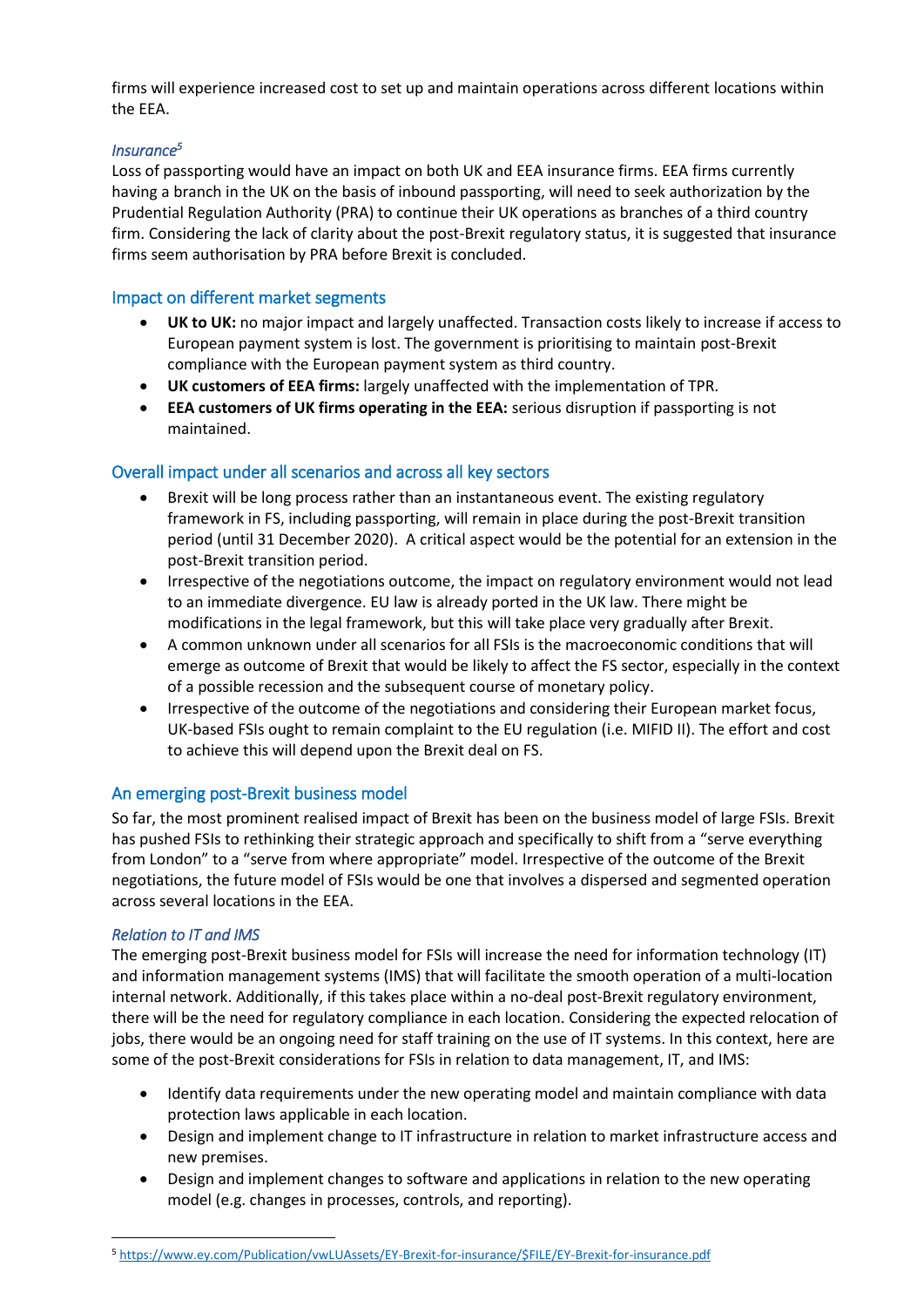firms will experience increased cost to set up and maintain operations across different locations within the EEA.

### *Insurance*[5]

Loss of passporting would have an impact on both UK and EEA insurance firms. EEA firms currently having a branch in the UK on the basis of inbound passporting, will need to seek authorization by the Prudential Regulation Authority (PRA) to continue their UK operations as branches of a third country firm. Considering the lack of clarity about the post-Brexit regulatory status, it is suggested that insurance firms seem authorisation by PRA before Brexit is concluded.

## Impact on different market segments

- **UK to UK:** no major impact and largely unaffected. Transaction costs likely to increase if access to European payment system is lost. The government is prioritising to maintain post-Brexit compliance with the European payment system as third country.
- **UK customers of EEA firms:** largely unaffected with the implementation of TPR.
- **EEA customers of UK firms operating in the EEA:** serious disruption if passporting is not maintained.

## Overall impact under all scenarios and across all key sectors

- Brexit will be long process rather than an instantaneous event. The existing regulatory framework in FS, including passporting, will remain in place during the post-Brexit transition period (until 31 December 2020). A critical aspect would be the potential for an extension in the post-Brexit transition period.
- Irrespective of the negotiations outcome, the impact on regulatory environment would not lead to an immediate divergence. EU law is already ported in the UK law. There might be modifications in the legal framework, but this will take place very gradually after Brexit.
- A common unknown under all scenarios for all FSIs is the macroeconomic conditions that will emerge as outcome of Brexit that would be likely to affect the FS sector, especially in the context of a possible recession and the subsequent course of monetary policy.
- Irrespective of the outcome of the negotiations and considering their European market focus, UK-based FSIs ought to remain complaint to the EU regulation (i.e. MIFID II). The effort and cost to achieve this will depend upon the Brexit deal on FS.

## An emerging post-Brexit business model

So far, the most prominent realised impact of Brexit has been on the business model of large FSIs. Brexit has pushed FSIs to rethinking their strategic approach and specifically to shift from a “serve everything from London” to a “serve from where appropriate” model. Irrespective of the outcome of the Brexit negotiations, the future model of FSIs would be one that involves a dispersed and segmented operation across several locations in the EEA.

### *Relation to IT and IMS*

The emerging post-Brexit business model for FSIs will increase the need for information technology (IT) and information management systems (IMS) that will facilitate the smooth operation of a multi-location internal network. Additionally, if this takes place within a no-deal post-Brexit regulatory environment, there will be the need for regulatory compliance in each location. Considering the expected relocation of jobs, there would be an ongoing need for staff training on the use of IT systems. In this context, here are some of the post-Brexit considerations for FSIs in relation to data management, IT, and IMS:

- Identify data requirements under the new operating model and maintain compliance with data protection laws applicable in each location.
- Design and implement change to IT infrastructure in relation to market infrastructure access and new premises.
- Design and implement changes to software and applications in relation to the new operating model (e.g. changes in processes, controls, and reporting).

[5] https://www.ey.com/Publication/vwLUAssets/EY-Brexit-for-insurance/$FILE/EY-Brexit-for-insurance.pdf